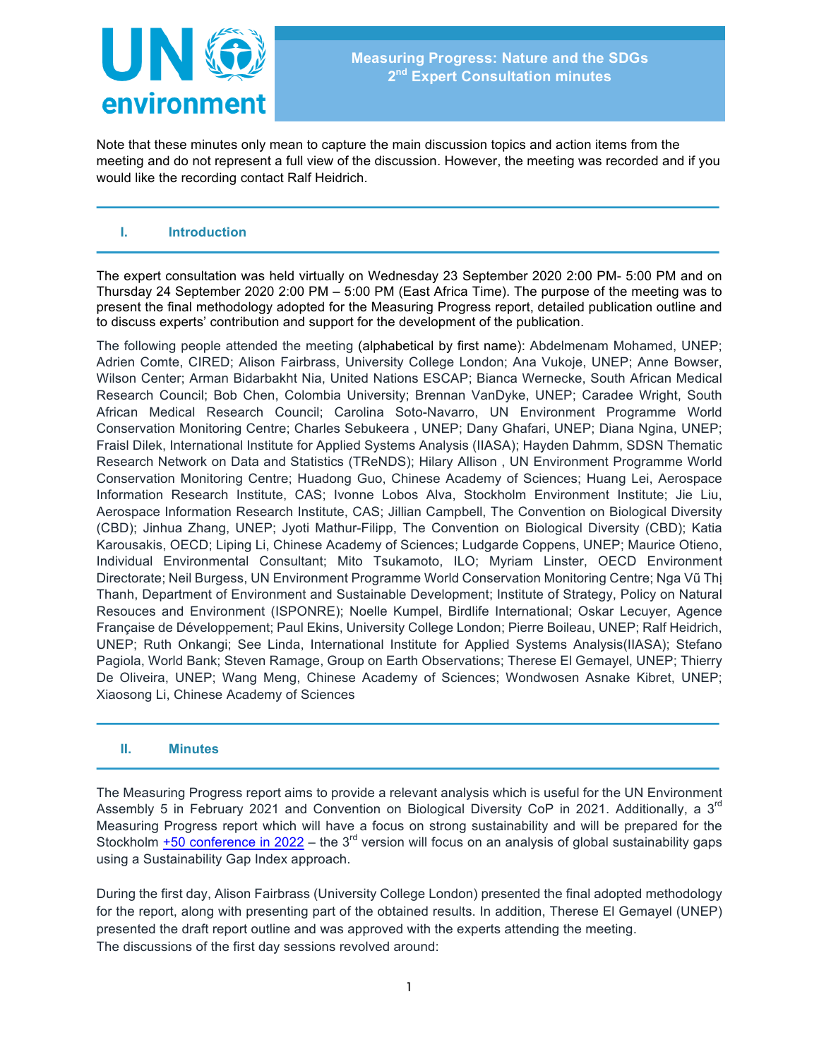# Measuring Progress: Nature and the SDGs
## 2nd Expert Consultation minutes

Note that these minutes only mean to capture the main discussion topics and action items from the meeting and do not represent a full view of the discussion. However, the meeting was recorded and if you would like the recording contact Ralf Heidrich.

## I. Introduction

The expert consultation was held virtually on Wednesday 23 September 2020 2:00 PM- 5:00 PM and on Thursday 24 September 2020 2:00 PM – 5:00 PM (East Africa Time). The purpose of the meeting was to present the final methodology adopted for the Measuring Progress report, detailed publication outline and to discuss experts' contribution and support for the development of the publication.

The following people attended the meeting (alphabetical by first name): Abdelmenam Mohamed, UNEP; Adrien Comte, CIRED; Alison Fairbrass, University College London; Ana Vukoje, UNEP; Anne Bowser, Wilson Center; Arman Bidarbakht Nia, United Nations ESCAP; Bianca Wernecke, South African Medical Research Council; Bob Chen, Colombia University; Brennan VanDyke, UNEP; Caradee Wright, South African Medical Research Council; Carolina Soto-Navarro, UN Environment Programme World Conservation Monitoring Centre; Charles Sebukeera , UNEP; Dany Ghafari, UNEP; Diana Ngina, UNEP; Fraisl Dilek, International Institute for Applied Systems Analysis (IIASA); Hayden Dahmm, SDSN Thematic Research Network on Data and Statistics (TReNDS); Hilary Allison , UN Environment Programme World Conservation Monitoring Centre; Huadong Guo, Chinese Academy of Sciences; Huang Lei, Aerospace Information Research Institute, CAS; Ivonne Lobos Alva, Stockholm Environment Institute; Jie Liu, Aerospace Information Research Institute, CAS; Jillian Campbell, The Convention on Biological Diversity (CBD); Jinhua Zhang, UNEP; Jyoti Mathur-Filipp, The Convention on Biological Diversity (CBD); Katia Karousakis, OECD; Liping Li, Chinese Academy of Sciences; Ludgarde Coppens, UNEP; Maurice Otieno, Individual Environmental Consultant; Mito Tsukamoto, ILO; Myriam Linster, OECD Environment Directorate; Neil Burgess, UN Environment Programme World Conservation Monitoring Centre; Nga Vũ Thị Thanh, Department of Environment and Sustainable Development; Institute of Strategy, Policy on Natural Resouces and Environment (ISPONRE); Noelle Kumpel, Birdlife International; Oskar Lecuyer, Agence Française de Développement; Paul Ekins, University College London; Pierre Boileau, UNEP; Ralf Heidrich, UNEP; Ruth Onkangi; See Linda, International Institute for Applied Systems Analysis(IIASA); Stefano Pagiola, World Bank; Steven Ramage, Group on Earth Observations; Therese El Gemayel, UNEP; Thierry De Oliveira, UNEP; Wang Meng, Chinese Academy of Sciences; Wondwosen Asnake Kibret, UNEP; Xiaosong Li, Chinese Academy of Sciences

## II. Minutes

The Measuring Progress report aims to provide a relevant analysis which is useful for the UN Environment Assembly 5 in February 2021 and Convention on Biological Diversity CoP in 2021. Additionally, a 3rd Measuring Progress report which will have a focus on strong sustainability and will be prepared for the Stockholm +50 conference in 2022 – the 3rd version will focus on an analysis of global sustainability gaps using a Sustainability Gap Index approach.

During the first day, Alison Fairbrass (University College London) presented the final adopted methodology for the report, along with presenting part of the obtained results. In addition, Therese El Gemayel (UNEP) presented the draft report outline and was approved with the experts attending the meeting.
The discussions of the first day sessions revolved around: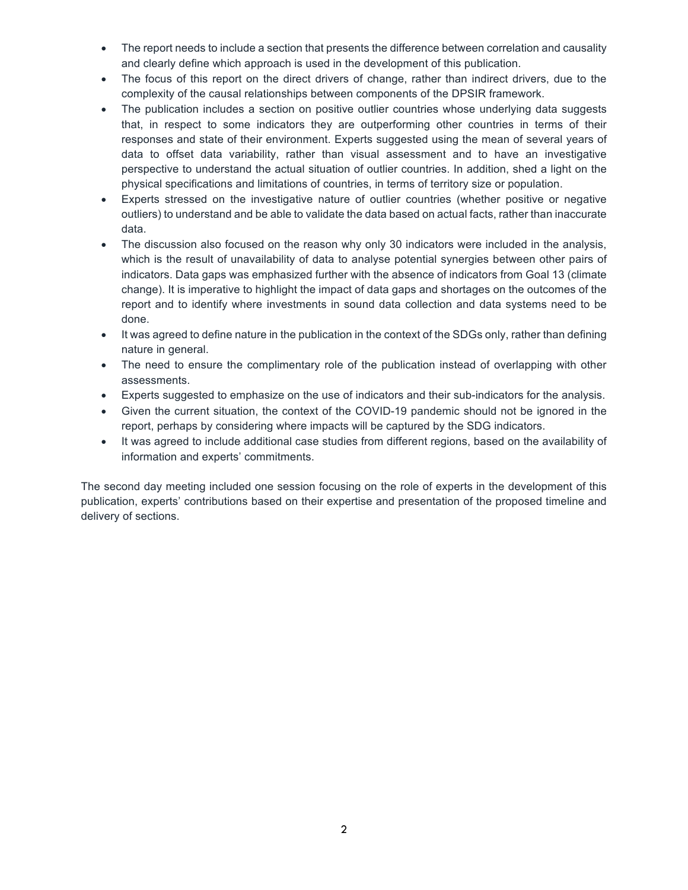- The report needs to include a section that presents the difference between correlation and causality and clearly define which approach is used in the development of this publication.
- The focus of this report on the direct drivers of change, rather than indirect drivers, due to the complexity of the causal relationships between components of the DPSIR framework.
- The publication includes a section on positive outlier countries whose underlying data suggests that, in respect to some indicators they are outperforming other countries in terms of their responses and state of their environment. Experts suggested using the mean of several years of data to offset data variability, rather than visual assessment and to have an investigative perspective to understand the actual situation of outlier countries. In addition, shed a light on the physical specifications and limitations of countries, in terms of territory size or population.
- Experts stressed on the investigative nature of outlier countries (whether positive or negative outliers) to understand and be able to validate the data based on actual facts, rather than inaccurate data.
- The discussion also focused on the reason why only 30 indicators were included in the analysis, which is the result of unavailability of data to analyse potential synergies between other pairs of indicators. Data gaps was emphasized further with the absence of indicators from Goal 13 (climate change). It is imperative to highlight the impact of data gaps and shortages on the outcomes of the report and to identify where investments in sound data collection and data systems need to be done.
- It was agreed to define nature in the publication in the context of the SDGs only, rather than defining nature in general.
- The need to ensure the complimentary role of the publication instead of overlapping with other assessments.
- Experts suggested to emphasize on the use of indicators and their sub-indicators for the analysis.
- Given the current situation, the context of the COVID-19 pandemic should not be ignored in the report, perhaps by considering where impacts will be captured by the SDG indicators.
- It was agreed to include additional case studies from different regions, based on the availability of information and experts' commitments.

The second day meeting included one session focusing on the role of experts in the development of this publication, experts' contributions based on their expertise and presentation of the proposed timeline and delivery of sections.